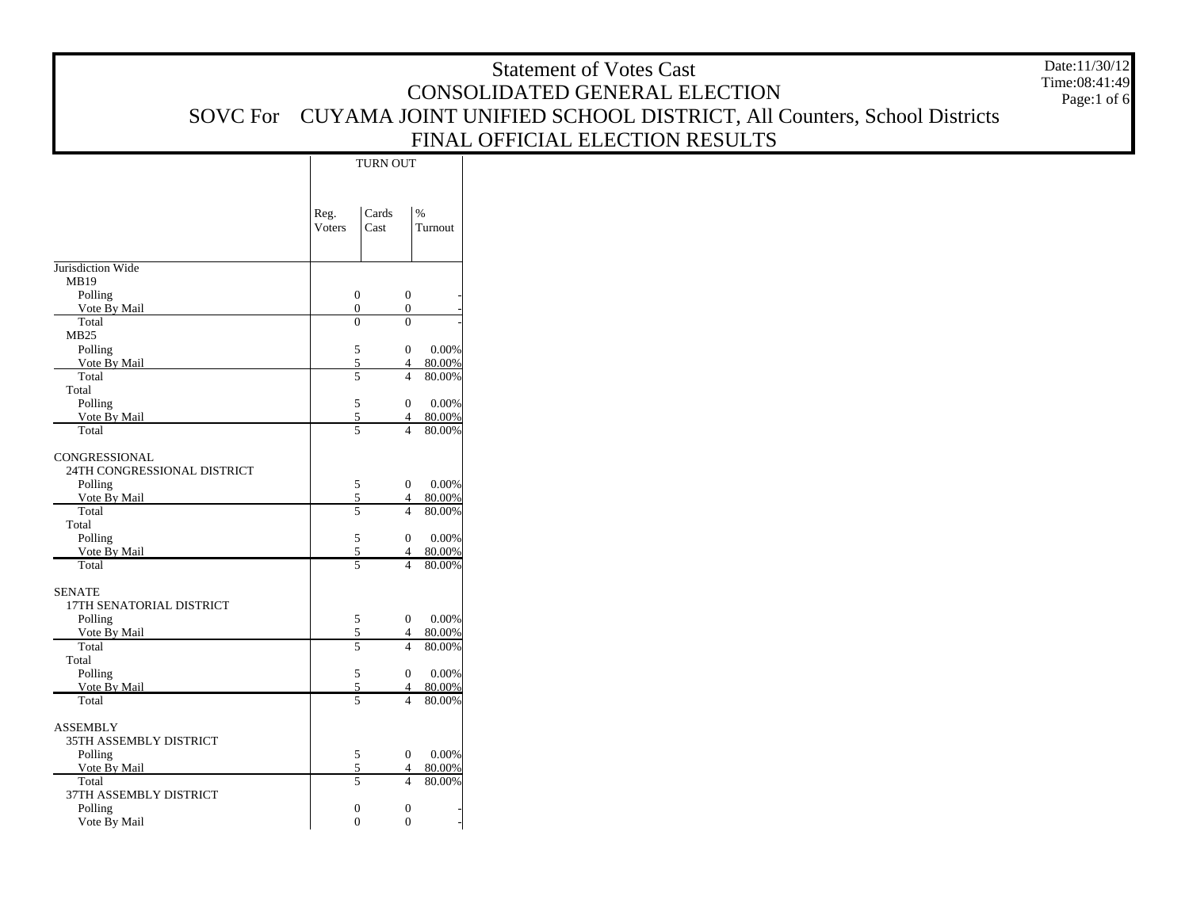# Statement of Votes Cast
## CONSOLIDATED GENERAL ELECTION
## SOVC For CUYAMA JOINT UNIFIED SCHOOL DISTRICT, All Counters, School Districts
## FINAL OFFICIAL ELECTION RESULTS

Date:11/30/12
Time:08:41:49

| | TURN OUT | | |
|---|---|---|---|
| | Reg. Voters | Cards Cast | % Turnout |
| Jurisdiction Wide | | | |
| MB19 | | | |
| Polling | 0 | 0 | - |
| Vote By Mail | 0 | 0 | - |
| Total | 0 | 0 | - |
| MB25 | | | |
| Polling | 5 | 0 | 0.00% |
| Vote By Mail | 5 | 4 | 80.00% |
| Total | 5 | 4 | 80.00% |
| Total | | | |
| Polling | 5 | 0 | 0.00% |
| Vote By Mail | 5 | 4 | 80.00% |
| Total | 5 | 4 | 80.00% |
| CONGRESSIONAL | | | |
| 24TH CONGRESSIONAL DISTRICT | | | |
| Polling | 5 | 0 | 0.00% |
| Vote By Mail | 5 | 4 | 80.00% |
| Total | 5 | 4 | 80.00% |
| Total | | | |
| Polling | 5 | 0 | 0.00% |
| Vote By Mail | 5 | 4 | 80.00% |
| Total | 5 | 4 | 80.00% |
| SENATE | | | |
| 17TH SENATORIAL DISTRICT | | | |
| Polling | 5 | 0 | 0.00% |
| Vote By Mail | 5 | 4 | 80.00% |
| Total | 5 | 4 | 80.00% |
| Total | | | |
| Polling | 5 | 0 | 0.00% |
| Vote By Mail | 5 | 4 | 80.00% |
| Total | 5 | 4 | 80.00% |
| ASSEMBLY | | | |
| 35TH ASSEMBLY DISTRICT | | | |
| Polling | 5 | 0 | 0.00% |
| Vote By Mail | 5 | 4 | 80.00% |
| Total | 5 | 4 | 80.00% |
| 37TH ASSEMBLY DISTRICT | | | |
| Polling | 0 | 0 | - |
| Vote By Mail | 0 | 0 | - |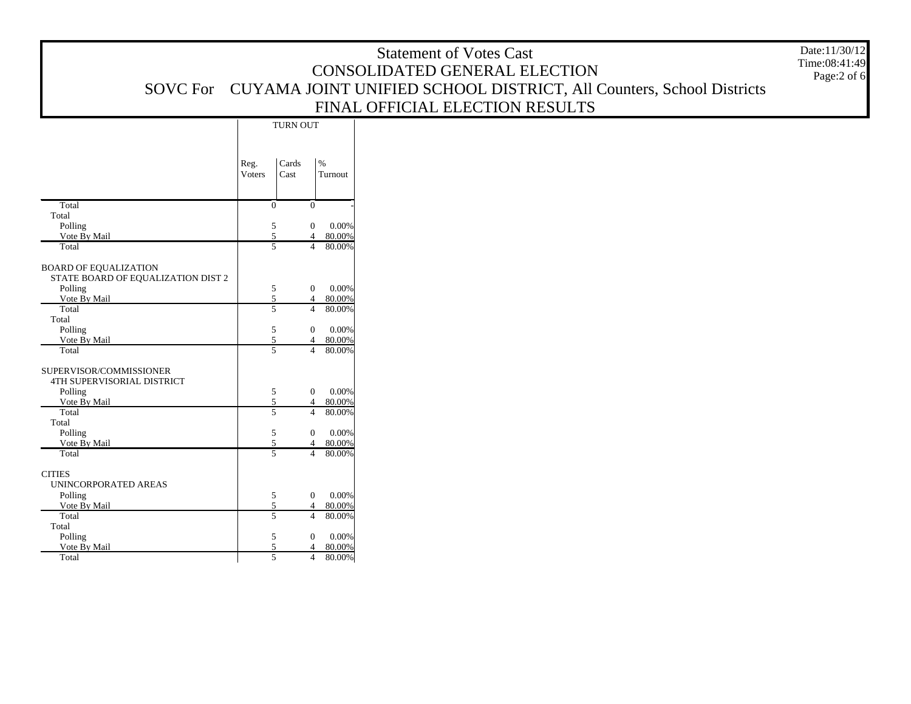# Statement of Votes Cast

## CONSOLIDATED GENERAL ELECTION

## SOVC For CUYAMA JOINT UNIFIED SCHOOL DISTRICT, All Counters, School Districts

## FINAL OFFICIAL ELECTION RESULTS

Date:11/30/12
Time:08:41:49

| | TURN OUT | | |
|---|---|---|---|
| | Reg. Voters | Cards Cast | % Turnout |
| Total | 0 | 0 | - |
| Total | | | |
| Polling | 5 | 0 | 0.00% |
| Vote By Mail | 5 | 4 | 80.00% |
| Total | 5 | 4 | 80.00% |
| BOARD OF EQUALIZATION | | | |
| STATE BOARD OF EQUALIZATION DIST 2 | | | |
| Polling | 5 | 0 | 0.00% |
| Vote By Mail | 5 | 4 | 80.00% |
| Total | 5 | 4 | 80.00% |
| Total | | | |
| Polling | 5 | 0 | 0.00% |
| Vote By Mail | 5 | 4 | 80.00% |
| Total | 5 | 4 | 80.00% |
| SUPERVISOR/COMMISSIONER | | | |
| 4TH SUPERVISORIAL DISTRICT | | | |
| Polling | 5 | 0 | 0.00% |
| Vote By Mail | 5 | 4 | 80.00% |
| Total | 5 | 4 | 80.00% |
| Total | | | |
| Polling | 5 | 0 | 0.00% |
| Vote By Mail | 5 | 4 | 80.00% |
| Total | 5 | 4 | 80.00% |
| CITIES | | | |
| UNINCORPORATED AREAS | | | |
| Polling | 5 | 0 | 0.00% |
| Vote By Mail | 5 | 4 | 80.00% |
| Total | 5 | 4 | 80.00% |
| Total | | | |
| Polling | 5 | 0 | 0.00% |
| Vote By Mail | 5 | 4 | 80.00% |
| Total | 5 | 4 | 80.00% |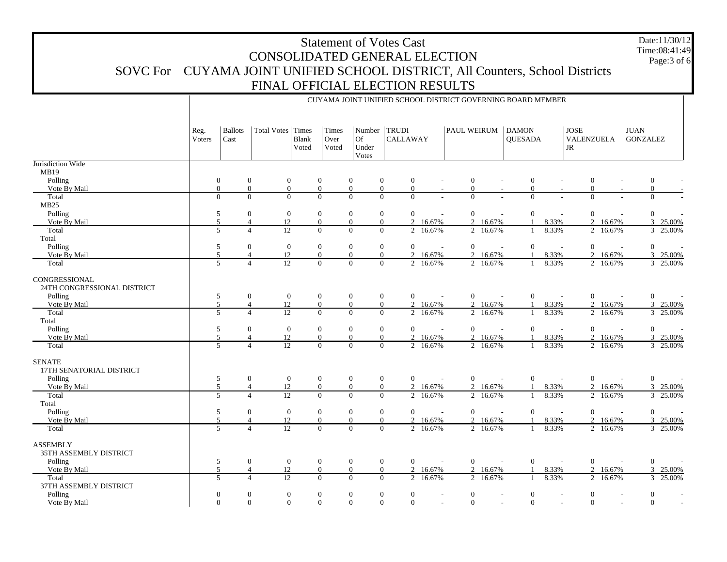# Statement of Votes Cast
## CONSOLIDATED GENERAL ELECTION
## SOVC For CUYAMA JOINT UNIFIED SCHOOL DISTRICT, All Counters, School Districts
## FINAL OFFICIAL ELECTION RESULTS

Date:11/30/12
Time:08:41:49

CUYAMA JOINT UNIFIED SCHOOL DISTRICT GOVERNING BOARD MEMBER

| | Reg. Voters | Ballots Cast | Total Votes | Times Blank Voted | Times Over Voted | Number Of Under Votes | TRUDI CALLAWAY | | PAUL WEIRUM | | DAMON QUESADA | | JOSE VALENZUELA JR | | JUAN GONZALEZ | |
|---|---|---|---|---|---|---|---|---|---|---|---|---|---|---|---|---|
| **Jurisdiction Wide** | | | | | | | | | | | | | | | | |
| MB19 | | | | | | | | | | | | | | | | |
| Polling | 0 | 0 | 0 | 0 | 0 | 0 | 0 | - | 0 | - | 0 | - | 0 | - | 0 | - |
| Vote By Mail | 0 | 0 | 0 | 0 | 0 | 0 | 0 | - | 0 | - | 0 | - | 0 | - | 0 | - |
| Total | 0 | 0 | 0 | 0 | 0 | 0 | 0 | - | 0 | - | 0 | - | 0 | - | 0 | - |
| MB25 | | | | | | | | | | | | | | | | |
| Polling | 5 | 0 | 0 | 0 | 0 | 0 | 0 | - | 0 | - | 0 | - | 0 | - | 0 | - |
| Vote By Mail | 5 | 4 | 12 | 0 | 0 | 0 | 2 | 16.67% | 2 | 16.67% | 1 | 8.33% | 2 | 16.67% | 3 | 25.00% |
| Total | 5 | 4 | 12 | 0 | 0 | 0 | 2 | 16.67% | 2 | 16.67% | 1 | 8.33% | 2 | 16.67% | 3 | 25.00% |
| Total | | | | | | | | | | | | | | | | |
| Polling | 5 | 0 | 0 | 0 | 0 | 0 | 0 | - | 0 | - | 0 | - | 0 | - | 0 | - |
| Vote By Mail | 5 | 4 | 12 | 0 | 0 | 0 | 2 | 16.67% | 2 | 16.67% | 1 | 8.33% | 2 | 16.67% | 3 | 25.00% |
| Total | 5 | 4 | 12 | 0 | 0 | 0 | 2 | 16.67% | 2 | 16.67% | 1 | 8.33% | 2 | 16.67% | 3 | 25.00% |
| **CONGRESSIONAL** | | | | | | | | | | | | | | | | |
| 24TH CONGRESSIONAL DISTRICT | | | | | | | | | | | | | | | | |
| Polling | 5 | 0 | 0 | 0 | 0 | 0 | 0 | - | 0 | - | 0 | - | 0 | - | 0 | - |
| Vote By Mail | 5 | 4 | 12 | 0 | 0 | 0 | 2 | 16.67% | 2 | 16.67% | 1 | 8.33% | 2 | 16.67% | 3 | 25.00% |
| Total | 5 | 4 | 12 | 0 | 0 | 0 | 2 | 16.67% | 2 | 16.67% | 1 | 8.33% | 2 | 16.67% | 3 | 25.00% |
| Total | | | | | | | | | | | | | | | | |
| Polling | 5 | 0 | 0 | 0 | 0 | 0 | 0 | - | 0 | - | 0 | - | 0 | - | 0 | - |
| Vote By Mail | 5 | 4 | 12 | 0 | 0 | 0 | 2 | 16.67% | 2 | 16.67% | 1 | 8.33% | 2 | 16.67% | 3 | 25.00% |
| Total | 5 | 4 | 12 | 0 | 0 | 0 | 2 | 16.67% | 2 | 16.67% | 1 | 8.33% | 2 | 16.67% | 3 | 25.00% |
| **SENATE** | | | | | | | | | | | | | | | | |
| 17TH SENATORIAL DISTRICT | | | | | | | | | | | | | | | | |
| Polling | 5 | 0 | 0 | 0 | 0 | 0 | 0 | - | 0 | - | 0 | - | 0 | - | 0 | - |
| Vote By Mail | 5 | 4 | 12 | 0 | 0 | 0 | 2 | 16.67% | 2 | 16.67% | 1 | 8.33% | 2 | 16.67% | 3 | 25.00% |
| Total | 5 | 4 | 12 | 0 | 0 | 0 | 2 | 16.67% | 2 | 16.67% | 1 | 8.33% | 2 | 16.67% | 3 | 25.00% |
| Total | | | | | | | | | | | | | | | | |
| Polling | 5 | 0 | 0 | 0 | 0 | 0 | 0 | - | 0 | - | 0 | - | 0 | - | 0 | - |
| Vote By Mail | 5 | 4 | 12 | 0 | 0 | 0 | 2 | 16.67% | 2 | 16.67% | 1 | 8.33% | 2 | 16.67% | 3 | 25.00% |
| Total | 5 | 4 | 12 | 0 | 0 | 0 | 2 | 16.67% | 2 | 16.67% | 1 | 8.33% | 2 | 16.67% | 3 | 25.00% |
| **ASSEMBLY** | | | | | | | | | | | | | | | | |
| 35TH ASSEMBLY DISTRICT | | | | | | | | | | | | | | | | |
| Polling | 5 | 0 | 0 | 0 | 0 | 0 | 0 | - | 0 | - | 0 | - | 0 | - | 0 | - |
| Vote By Mail | 5 | 4 | 12 | 0 | 0 | 0 | 2 | 16.67% | 2 | 16.67% | 1 | 8.33% | 2 | 16.67% | 3 | 25.00% |
| Total | 5 | 4 | 12 | 0 | 0 | 0 | 2 | 16.67% | 2 | 16.67% | 1 | 8.33% | 2 | 16.67% | 3 | 25.00% |
| 37TH ASSEMBLY DISTRICT | | | | | | | | | | | | | | | | |
| Polling | 0 | 0 | 0 | 0 | 0 | 0 | 0 | - | 0 | - | 0 | - | 0 | - | 0 | - |
| Vote By Mail | 0 | 0 | 0 | 0 | 0 | 0 | 0 | - | 0 | - | 0 | - | 0 | - | 0 | - |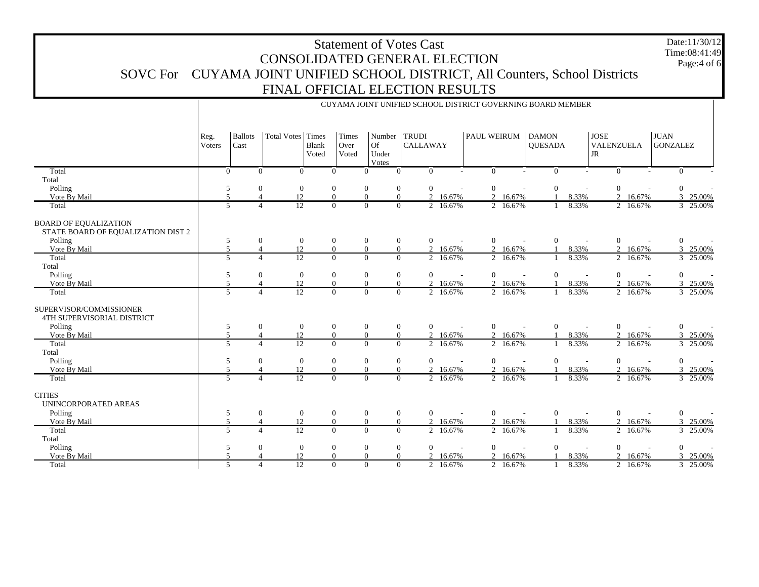# Statement of Votes Cast
## CONSOLIDATED GENERAL ELECTION
## SOVC For CUYAMA JOINT UNIFIED SCHOOL DISTRICT, All Counters, School Districts
## FINAL OFFICIAL ELECTION RESULTS

Date:11/30/12
Time:08:41:49

CUYAMA JOINT UNIFIED SCHOOL DISTRICT GOVERNING BOARD MEMBER

| | Reg. Voters | Ballots Cast | Total Votes | Times Blank Voted | Times Over Voted | Number Of Under Votes | TRUDI CALLAWAY | | PAUL WEIRUM | | DAMON QUESADA | | JOSE VALENZUELA JR | | JUAN GONZALEZ | |
|---|---|---|---|---|---|---|---|---|---|---|---|---|---|---|---|---|
| Total | 0 | 0 | 0 | 0 | 0 | 0 | 0 | - | 0 | - | 0 | - | 0 | - | 0 | - |
| Total | | | | | | | | | | | | | | | | |
| Polling | 5 | 0 | 0 | 0 | 0 | 0 | 0 | - | 0 | - | 0 | - | 0 | - | 0 | - |
| Vote By Mail | 5 | 4 | 12 | 0 | 0 | 0 | 2 | 16.67% | 2 | 16.67% | 1 | 8.33% | 2 | 16.67% | 3 | 25.00% |
| Total | 5 | 4 | 12 | 0 | 0 | 0 | 2 | 16.67% | 2 | 16.67% | 1 | 8.33% | 2 | 16.67% | 3 | 25.00% |
| BOARD OF EQUALIZATION | | | | | | | | | | | | | | | | |
| STATE BOARD OF EQUALIZATION DIST 2 | | | | | | | | | | | | | | | | |
| Polling | 5 | 0 | 0 | 0 | 0 | 0 | 0 | - | 0 | - | 0 | - | 0 | - | 0 | - |
| Vote By Mail | 5 | 4 | 12 | 0 | 0 | 0 | 2 | 16.67% | 2 | 16.67% | 1 | 8.33% | 2 | 16.67% | 3 | 25.00% |
| Total | 5 | 4 | 12 | 0 | 0 | 0 | 2 | 16.67% | 2 | 16.67% | 1 | 8.33% | 2 | 16.67% | 3 | 25.00% |
| Total | | | | | | | | | | | | | | | | |
| Polling | 5 | 0 | 0 | 0 | 0 | 0 | 0 | - | 0 | - | 0 | - | 0 | - | 0 | - |
| Vote By Mail | 5 | 4 | 12 | 0 | 0 | 0 | 2 | 16.67% | 2 | 16.67% | 1 | 8.33% | 2 | 16.67% | 3 | 25.00% |
| Total | 5 | 4 | 12 | 0 | 0 | 0 | 2 | 16.67% | 2 | 16.67% | 1 | 8.33% | 2 | 16.67% | 3 | 25.00% |
| SUPERVISOR/COMMISSIONER | | | | | | | | | | | | | | | | |
| 4TH SUPERVISORIAL DISTRICT | | | | | | | | | | | | | | | | |
| Polling | 5 | 0 | 0 | 0 | 0 | 0 | 0 | - | 0 | - | 0 | - | 0 | - | 0 | - |
| Vote By Mail | 5 | 4 | 12 | 0 | 0 | 0 | 2 | 16.67% | 2 | 16.67% | 1 | 8.33% | 2 | 16.67% | 3 | 25.00% |
| Total | 5 | 4 | 12 | 0 | 0 | 0 | 2 | 16.67% | 2 | 16.67% | 1 | 8.33% | 2 | 16.67% | 3 | 25.00% |
| Total | | | | | | | | | | | | | | | | |
| Polling | 5 | 0 | 0 | 0 | 0 | 0 | 0 | - | 0 | - | 0 | - | 0 | - | 0 | - |
| Vote By Mail | 5 | 4 | 12 | 0 | 0 | 0 | 2 | 16.67% | 2 | 16.67% | 1 | 8.33% | 2 | 16.67% | 3 | 25.00% |
| Total | 5 | 4 | 12 | 0 | 0 | 0 | 2 | 16.67% | 2 | 16.67% | 1 | 8.33% | 2 | 16.67% | 3 | 25.00% |
| CITIES | | | | | | | | | | | | | | | | |
| UNINCORPORATED AREAS | | | | | | | | | | | | | | | | |
| Polling | 5 | 0 | 0 | 0 | 0 | 0 | 0 | - | 0 | - | 0 | - | 0 | - | 0 | - |
| Vote By Mail | 5 | 4 | 12 | 0 | 0 | 0 | 2 | 16.67% | 2 | 16.67% | 1 | 8.33% | 2 | 16.67% | 3 | 25.00% |
| Total | 5 | 4 | 12 | 0 | 0 | 0 | 2 | 16.67% | 2 | 16.67% | 1 | 8.33% | 2 | 16.67% | 3 | 25.00% |
| Total | | | | | | | | | | | | | | | | |
| Polling | 5 | 0 | 0 | 0 | 0 | 0 | 0 | - | 0 | - | 0 | - | 0 | - | 0 | - |
| Vote By Mail | 5 | 4 | 12 | 0 | 0 | 0 | 2 | 16.67% | 2 | 16.67% | 1 | 8.33% | 2 | 16.67% | 3 | 25.00% |
| Total | 5 | 4 | 12 | 0 | 0 | 0 | 2 | 16.67% | 2 | 16.67% | 1 | 8.33% | 2 | 16.67% | 3 | 25.00% |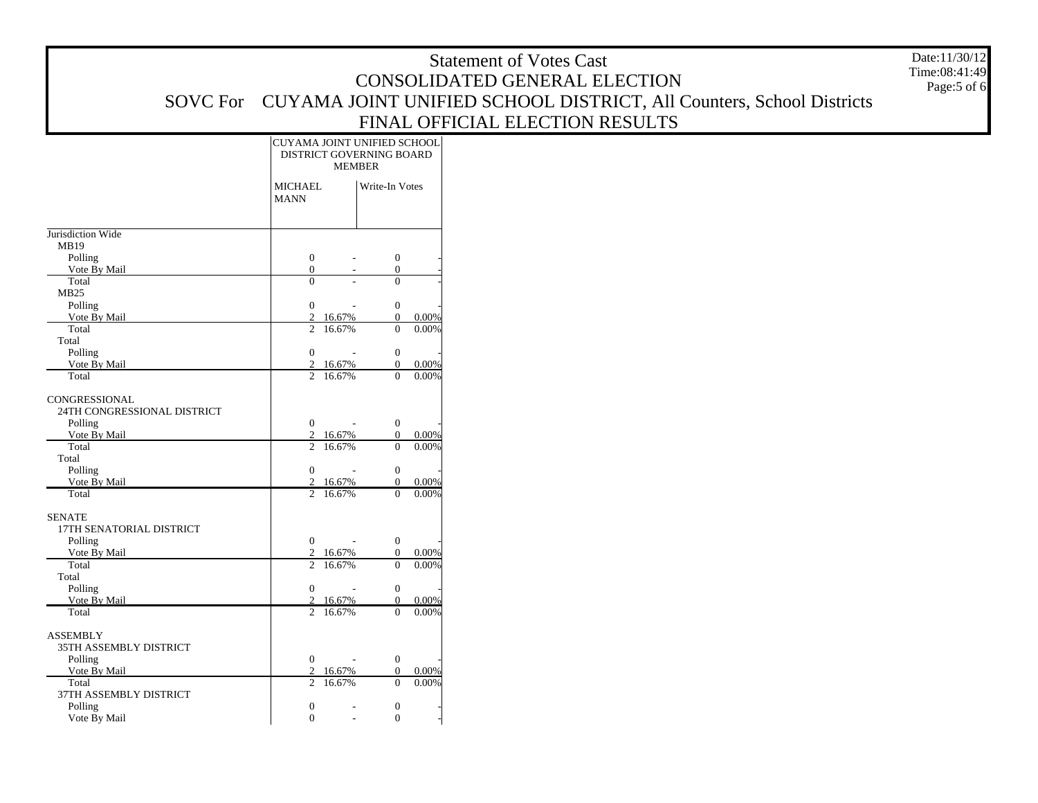# Statement of Votes Cast
## CONSOLIDATED GENERAL ELECTION
## SOVC For CUYAMA JOINT UNIFIED SCHOOL DISTRICT, All Counters, School Districts
## FINAL OFFICIAL ELECTION RESULTS

Date:11/30/12
Time:08:41:49

| | CUYAMA JOINT UNIFIED SCHOOL DISTRICT GOVERNING BOARD MEMBER | | | |
|---|---|---|---|---|
| | MICHAEL MANN | | Write-In Votes | |
| **Jurisdiction Wide** | | | | |
| MB19 | | | | |
| Polling | 0 | - | 0 | - |
| Vote By Mail | 0 | - | 0 | - |
| Total | 0 | - | 0 | - |
| MB25 | | | | |
| Polling | 0 | - | 0 | - |
| Vote By Mail | 2 | 16.67% | 0 | 0.00% |
| Total | 2 | 16.67% | 0 | 0.00% |
| Total | | | | |
| Polling | 0 | - | 0 | - |
| Vote By Mail | 2 | 16.67% | 0 | 0.00% |
| Total | 2 | 16.67% | 0 | 0.00% |
| **CONGRESSIONAL** | | | | |
| 24TH CONGRESSIONAL DISTRICT | | | | |
| Polling | 0 | - | 0 | - |
| Vote By Mail | 2 | 16.67% | 0 | 0.00% |
| Total | 2 | 16.67% | 0 | 0.00% |
| Total | | | | |
| Polling | 0 | - | 0 | - |
| Vote By Mail | 2 | 16.67% | 0 | 0.00% |
| Total | 2 | 16.67% | 0 | 0.00% |
| **SENATE** | | | | |
| 17TH SENATORIAL DISTRICT | | | | |
| Polling | 0 | - | 0 | - |
| Vote By Mail | 2 | 16.67% | 0 | 0.00% |
| Total | 2 | 16.67% | 0 | 0.00% |
| Total | | | | |
| Polling | 0 | - | 0 | - |
| Vote By Mail | 2 | 16.67% | 0 | 0.00% |
| Total | 2 | 16.67% | 0 | 0.00% |
| **ASSEMBLY** | | | | |
| 35TH ASSEMBLY DISTRICT | | | | |
| Polling | 0 | - | 0 | - |
| Vote By Mail | 2 | 16.67% | 0 | 0.00% |
| Total | 2 | 16.67% | 0 | 0.00% |
| 37TH ASSEMBLY DISTRICT | | | | |
| Polling | 0 | - | 0 | - |
| Vote By Mail | 0 | - | 0 | - |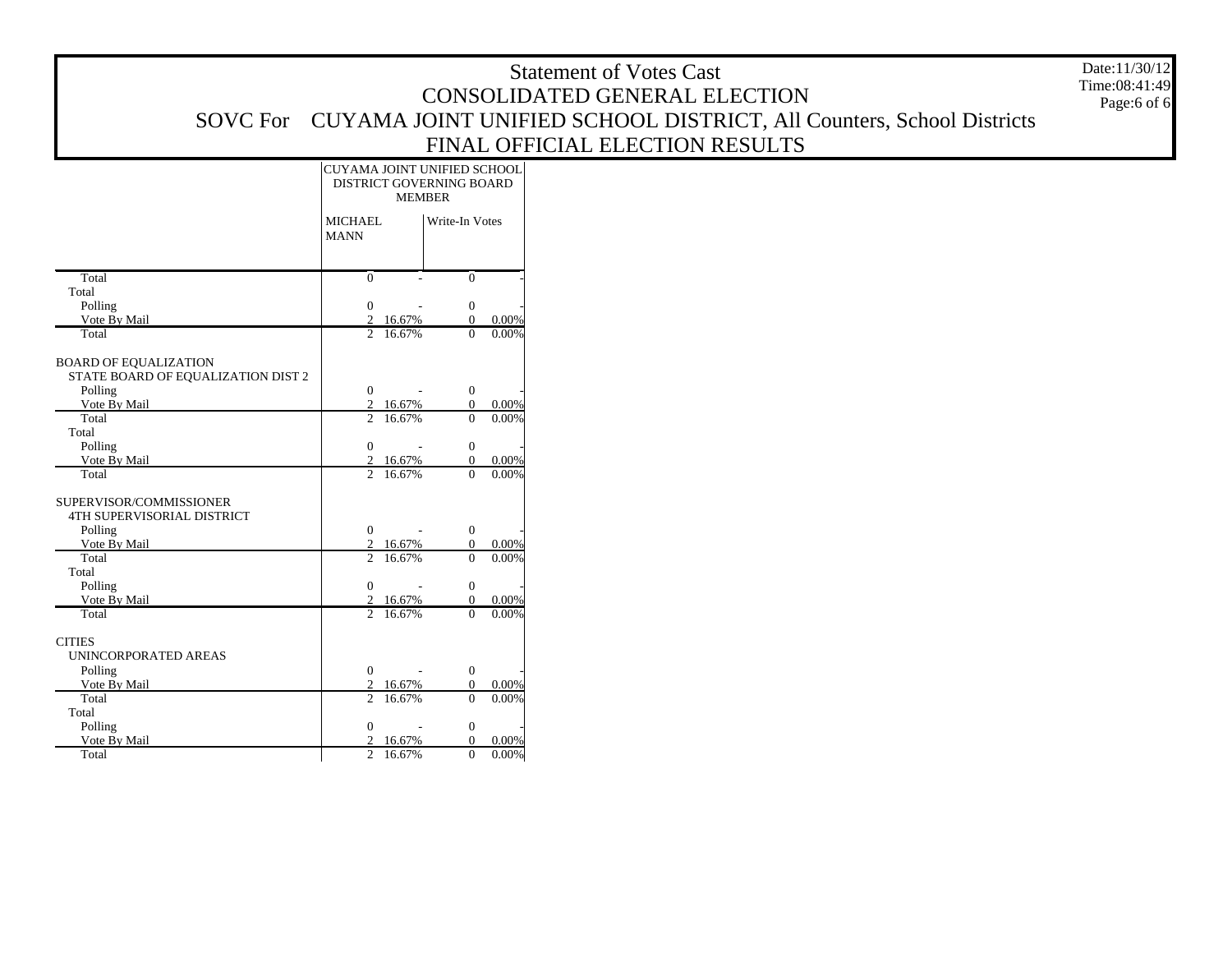# Statement of Votes Cast
## CONSOLIDATED GENERAL ELECTION
## SOVC For CUYAMA JOINT UNIFIED SCHOOL DISTRICT, All Counters, School Districts
## FINAL OFFICIAL ELECTION RESULTS

Date:11/30/12
Time:08:41:49

| | CUYAMA JOINT UNIFIED SCHOOL DISTRICT GOVERNING BOARD MEMBER | | | |
|---|---|---|---|---|
| | MICHAEL MANN | | Write-In Votes | |
| Total | 0 | - | 0 | - |
| Total | | | | |
| Polling | 0 | - | 0 | - |
| Vote By Mail | 2 | 16.67% | 0 | 0.00% |
| Total | 2 | 16.67% | 0 | 0.00% |
| BOARD OF EQUALIZATION | | | | |
| STATE BOARD OF EQUALIZATION DIST 2 | | | | |
| Polling | 0 | - | 0 | - |
| Vote By Mail | 2 | 16.67% | 0 | 0.00% |
| Total | 2 | 16.67% | 0 | 0.00% |
| Total | | | | |
| Polling | 0 | - | 0 | - |
| Vote By Mail | 2 | 16.67% | 0 | 0.00% |
| Total | 2 | 16.67% | 0 | 0.00% |
| SUPERVISOR/COMMISSIONER | | | | |
| 4TH SUPERVISORIAL DISTRICT | | | | |
| Polling | 0 | - | 0 | - |
| Vote By Mail | 2 | 16.67% | 0 | 0.00% |
| Total | 2 | 16.67% | 0 | 0.00% |
| Total | | | | |
| Polling | 0 | - | 0 | - |
| Vote By Mail | 2 | 16.67% | 0 | 0.00% |
| Total | 2 | 16.67% | 0 | 0.00% |
| CITIES | | | | |
| UNINCORPORATED AREAS | | | | |
| Polling | 0 | - | 0 | - |
| Vote By Mail | 2 | 16.67% | 0 | 0.00% |
| Total | 2 | 16.67% | 0 | 0.00% |
| Total | | | | |
| Polling | 0 | - | 0 | - |
| Vote By Mail | 2 | 16.67% | 0 | 0.00% |
| Total | 2 | 16.67% | 0 | 0.00% |